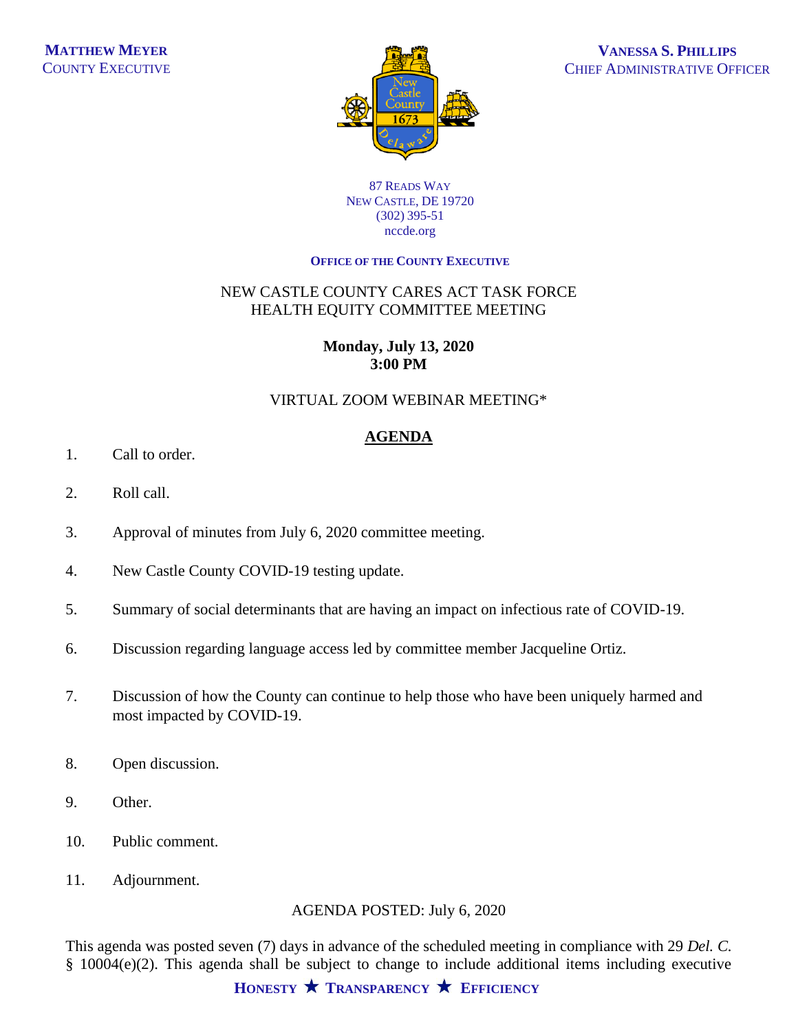**MATTHEW MEYER**
COUNTY EXECUTIVE

**VANESSA S. PHILLIPS**
CHIEF ADMINISTRATIVE OFFICER

87 READS WAY
NEW CASTLE, DE 19720
(302) 395-51
nccde.org

**OFFICE OF THE COUNTY EXECUTIVE**

NEW CASTLE COUNTY CARES ACT TASK FORCE
HEALTH EQUITY COMMITTEE MEETING

**Monday, July 13, 2020**
**3:00 PM**

VIRTUAL ZOOM WEBINAR MEETING*

## AGENDA

1. Call to order.

2. Roll call.

3. Approval of minutes from July 6, 2020 committee meeting.

4. New Castle County COVID-19 testing update.

5. Summary of social determinants that are having an impact on infectious rate of COVID-19.

6. Discussion regarding language access led by committee member Jacqueline Ortiz.

7. Discussion of how the County can continue to help those who have been uniquely harmed and most impacted by COVID-19.

8. Open discussion.

9. Other.

10. Public comment.

11. Adjournment.

AGENDA POSTED: July 6, 2020

This agenda was posted seven (7) days in advance of the scheduled meeting in compliance with 29 *Del. C.* § 10004(e)(2). This agenda shall be subject to change to include additional items including executive

**HONESTY ★ TRANSPARENCY ★ EFFICIENCY**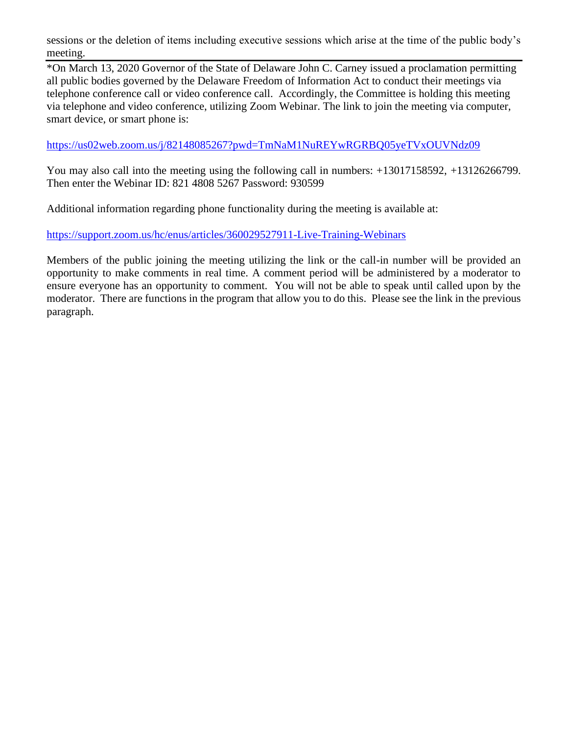sessions or the deletion of items including executive sessions which arise at the time of the public body's meeting.

---

*On March 13, 2020 Governor of the State of Delaware John C. Carney issued a proclamation permitting all public bodies governed by the Delaware Freedom of Information Act to conduct their meetings via telephone conference call or video conference call. Accordingly, the Committee is holding this meeting via telephone and video conference, utilizing Zoom Webinar. The link to join the meeting via computer, smart device, or smart phone is:

https://us02web.zoom.us/j/82148085267?pwd=TmNaM1NuREYwRGRBQ05yeTVxOUVNdz09

You may also call into the meeting using the following call in numbers: +13017158592, +13126266799. Then enter the Webinar ID: 821 4808 5267 Password: 930599

Additional information regarding phone functionality during the meeting is available at:

https://support.zoom.us/hc/enus/articles/360029527911-Live-Training-Webinars

Members of the public joining the meeting utilizing the link or the call-in number will be provided an opportunity to make comments in real time. A comment period will be administered by a moderator to ensure everyone has an opportunity to comment. You will not be able to speak until called upon by the moderator. There are functions in the program that allow you to do this. Please see the link in the previous paragraph.